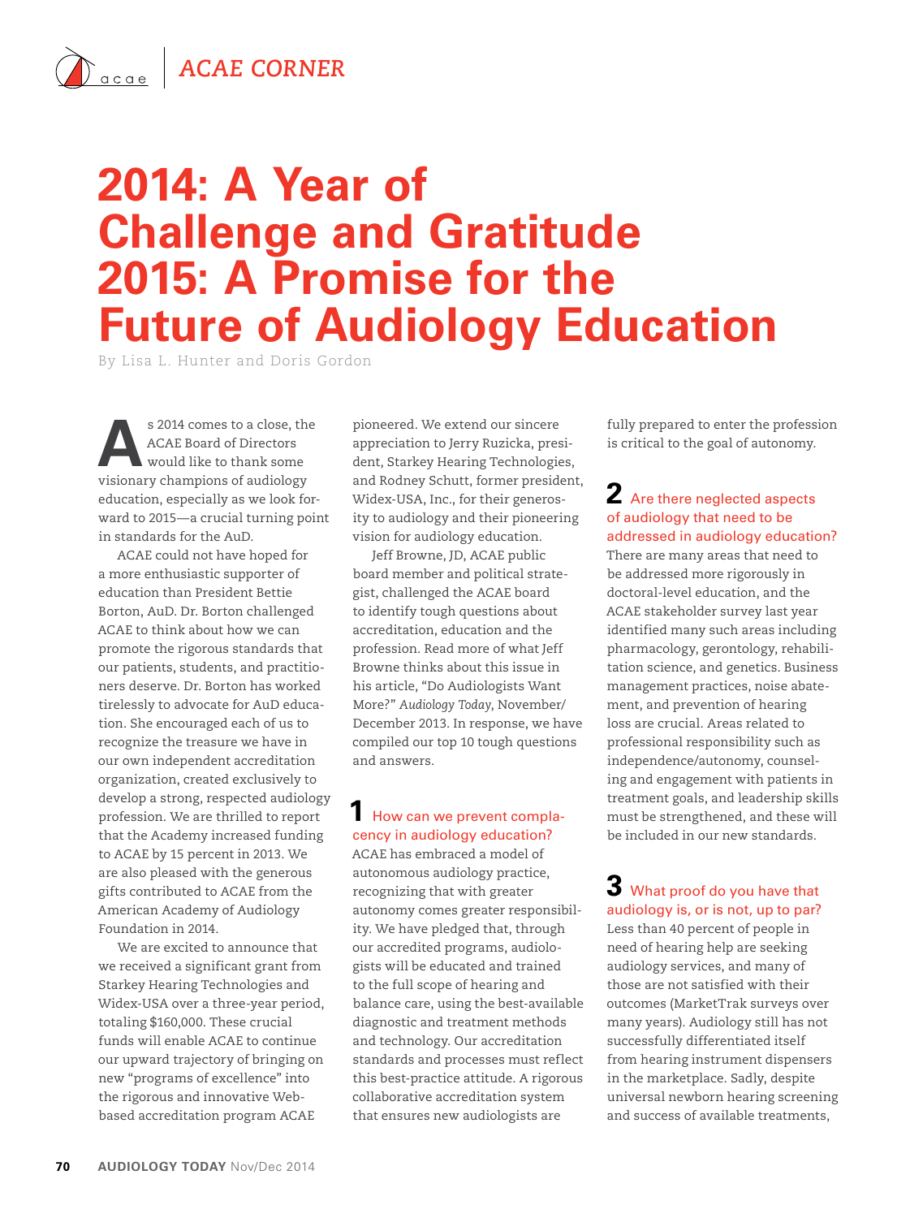# 2014: A Year of Challenge and Gratitude 2015: A Promise for the Future of Audiology Education

By Lisa L. Hunter and Doris Gordon

As 2014 comes to a close, the ACAE Board of Directors would like to thank some visionary champions of audiology education, especially as we look forward to 2015—a crucial turning point in standards for the AuD.

ACAE could not have hoped for a more enthusiastic supporter of education than President Bettie Borton, AuD. Dr. Borton challenged ACAE to think about how we can promote the rigorous standards that our patients, students, and practitioners deserve. Dr. Borton has worked tirelessly to advocate for AuD education. She encouraged each of us to recognize the treasure we have in our own independent accreditation organization, created exclusively to develop a strong, respected audiology profession. We are thrilled to report that the Academy increased funding to ACAE by 15 percent in 2013. We are also pleased with the generous gifts contributed to ACAE from the American Academy of Audiology Foundation in 2014.

We are excited to announce that we received a significant grant from Starkey Hearing Technologies and Widex-USA over a three-year period, totaling $160,000. These crucial funds will enable ACAE to continue our upward trajectory of bringing on new "programs of excellence" into the rigorous and innovative Web-based accreditation program ACAE pioneered. We extend our sincere appreciation to Jerry Ruzicka, president, Starkey Hearing Technologies, and Rodney Schutt, former president, Widex-USA, Inc., for their generosity to audiology and their pioneering vision for audiology education.

Jeff Browne, JD, ACAE public board member and political strategist, challenged the ACAE board to identify tough questions about accreditation, education and the profession. Read more of what Jeff Browne thinks about this issue in his article, "Do Audiologists Want More?" *Audiology Today*, November/December 2013. In response, we have compiled our top 10 tough questions and answers.

## 1 How can we prevent complacency in audiology education?

ACAE has embraced a model of autonomous audiology practice, recognizing that with greater autonomy comes greater responsibility. We have pledged that, through our accredited programs, audiologists will be educated and trained to the full scope of hearing and balance care, using the best-available diagnostic and treatment methods and technology. Our accreditation standards and processes must reflect this best-practice attitude. A rigorous collaborative accreditation system that ensures new audiologists are fully prepared to enter the profession is critical to the goal of autonomy.

## 2 Are there neglected aspects of audiology that need to be addressed in audiology education?

There are many areas that need to be addressed more rigorously in doctoral-level education, and the ACAE stakeholder survey last year identified many such areas including pharmacology, gerontology, rehabilitation science, and genetics. Business management practices, noise abatement, and prevention of hearing loss are crucial. Areas related to professional responsibility such as independence/autonomy, counseling and engagement with patients in treatment goals, and leadership skills must be strengthened, and these will be included in our new standards.

## 3 What proof do you have that audiology is, or is not, up to par?

Less than 40 percent of people in need of hearing help are seeking audiology services, and many of those are not satisfied with their outcomes (MarketTrak surveys over many years). Audiology still has not successfully differentiated itself from hearing instrument dispensers in the marketplace. Sadly, despite universal newborn hearing screening and success of available treatments,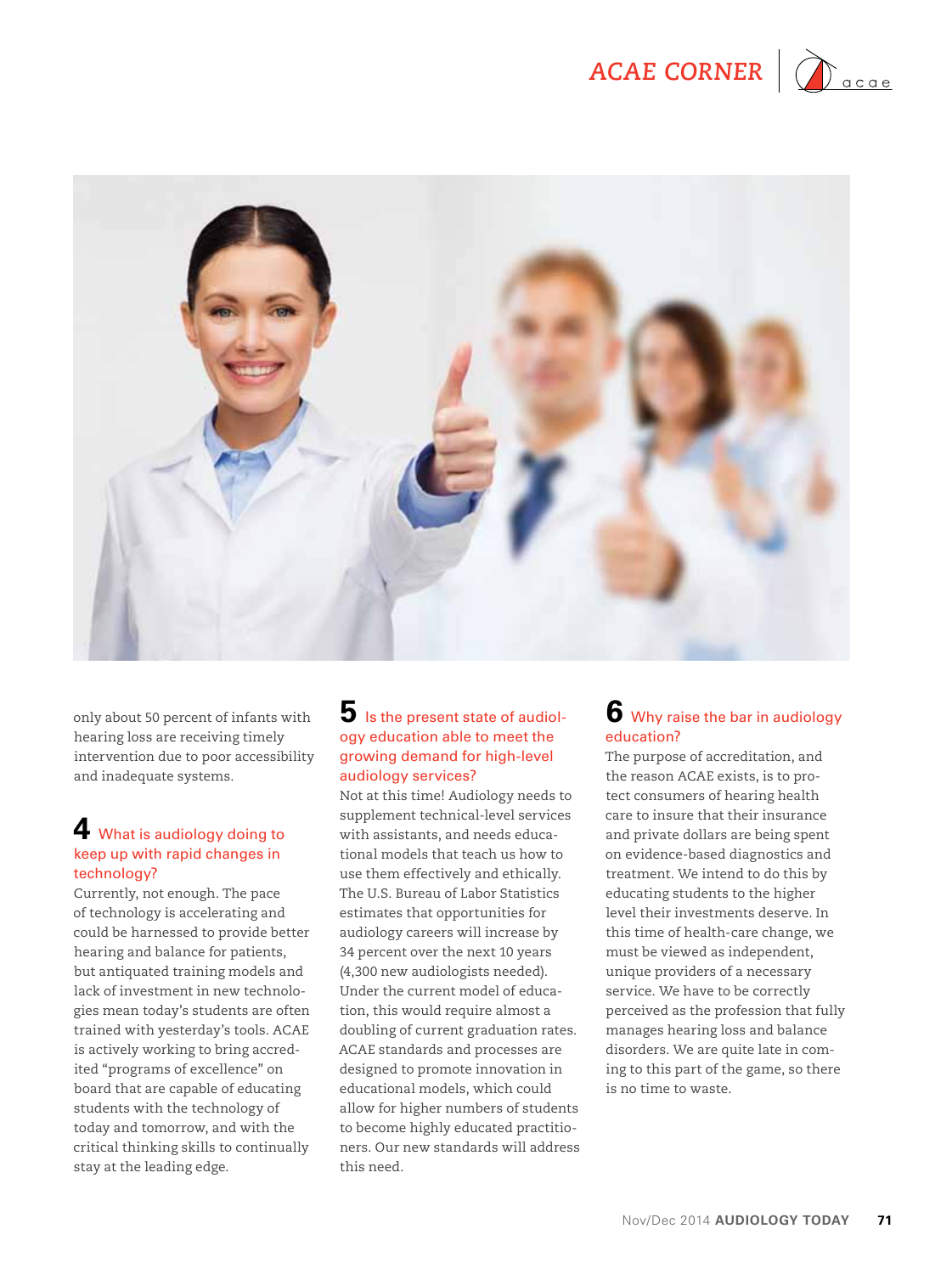only about 50 percent of infants with hearing loss are receiving timely intervention due to poor accessibility and inadequate systems.

## 4 What is audiology doing to keep up with rapid changes in technology?

Currently, not enough. The pace of technology is accelerating and could be harnessed to provide better hearing and balance for patients, but antiquated training models and lack of investment in new technologies mean today's students are often trained with yesterday's tools. ACAE is actively working to bring accredited "programs of excellence" on board that are capable of educating students with the technology of today and tomorrow, and with the critical thinking skills to continually stay at the leading edge.

## 5 Is the present state of audiology education able to meet the growing demand for high-level audiology services?

Not at this time! Audiology needs to supplement technical-level services with assistants, and needs educational models that teach us how to use them effectively and ethically. The U.S. Bureau of Labor Statistics estimates that opportunities for audiology careers will increase by 34 percent over the next 10 years (4,300 new audiologists needed). Under the current model of education, this would require almost a doubling of current graduation rates. ACAE standards and processes are designed to promote innovation in educational models, which could allow for higher numbers of students to become highly educated practitioners. Our new standards will address this need.

## 6 Why raise the bar in audiology education?

The purpose of accreditation, and the reason ACAE exists, is to protect consumers of hearing health care to insure that their insurance and private dollars are being spent on evidence-based diagnostics and treatment. We intend to do this by educating students to the higher level their investments deserve. In this time of health-care change, we must be viewed as independent, unique providers of a necessary service. We have to be correctly perceived as the profession that fully manages hearing loss and balance disorders. We are quite late in coming to this part of the game, so there is no time to waste.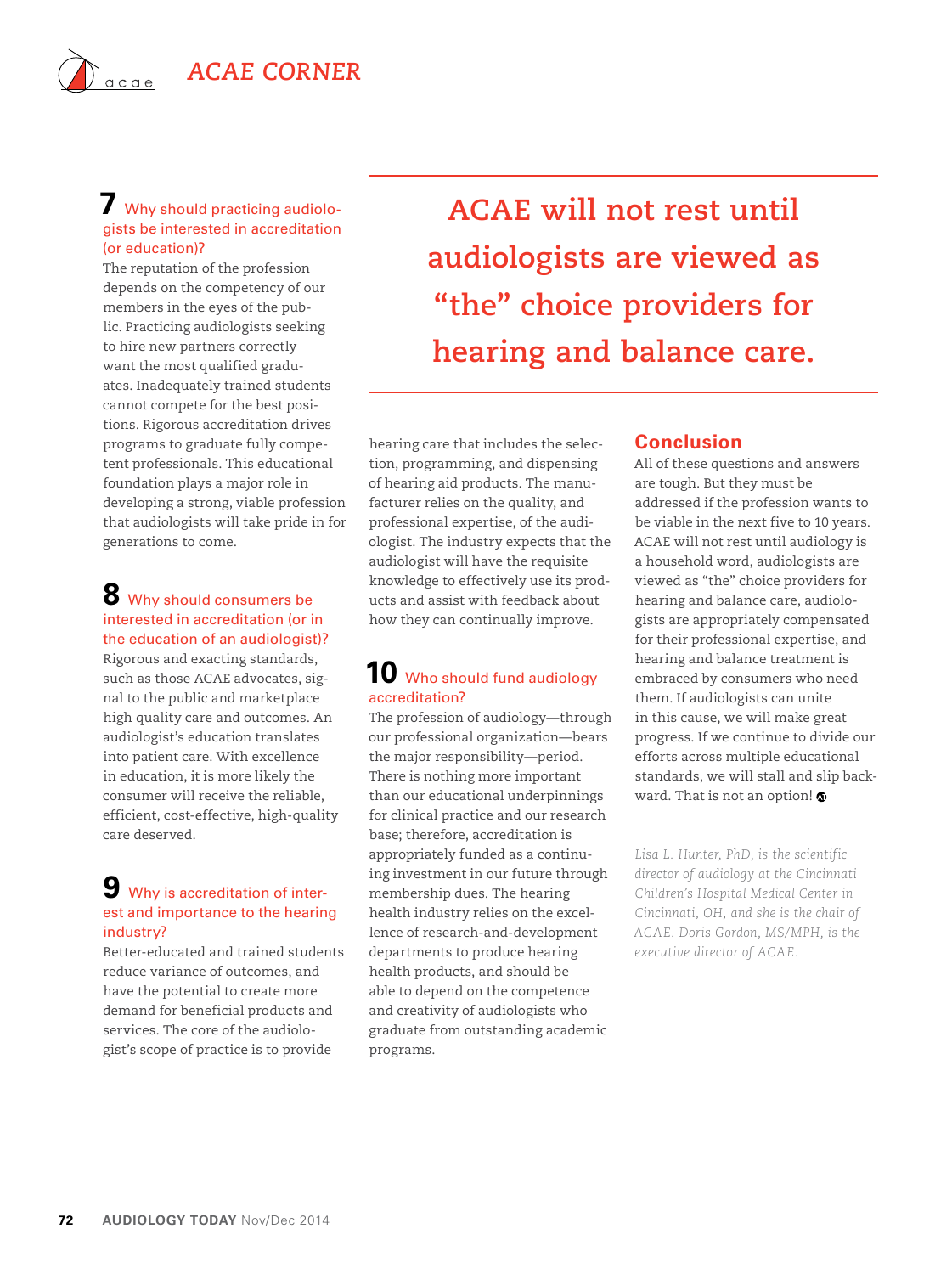## 7 Why should practicing audiologists be interested in accreditation (or education)?

The reputation of the profession depends on the competency of our members in the eyes of the public. Practicing audiologists seeking to hire new partners correctly want the most qualified graduates. Inadequately trained students cannot compete for the best positions. Rigorous accreditation drives programs to graduate fully competent professionals. This educational foundation plays a major role in developing a strong, viable profession that audiologists will take pride in for generations to come.

## 8 Why should consumers be interested in accreditation (or in the education of an audiologist)?

Rigorous and exacting standards, such as those ACAE advocates, signal to the public and marketplace high quality care and outcomes. An audiologist's education translates into patient care. With excellence in education, it is more likely the consumer will receive the reliable, efficient, cost-effective, high-quality care deserved.

## 9 Why is accreditation of interest and importance to the hearing industry?

Better-educated and trained students reduce variance of outcomes, and have the potential to create more demand for beneficial products and services. The core of the audiologist's scope of practice is to provide hearing care that includes the selection, programming, and dispensing of hearing aid products. The manufacturer relies on the quality, and professional expertise, of the audiologist. The industry expects that the audiologist will have the requisite knowledge to effectively use its products and assist with feedback about how they can continually improve.

> **ACAE will not rest until audiologists are viewed as "the" choice providers for hearing and balance care.**

## 10 Who should fund audiology accreditation?

The profession of audiology—through our professional organization—bears the major responsibility—period. There is nothing more important than our educational underpinnings for clinical practice and our research base; therefore, accreditation is appropriately funded as a continuing investment in our future through membership dues. The hearing health industry relies on the excellence of research-and-development departments to produce hearing health products, and should be able to depend on the competence and creativity of audiologists who graduate from outstanding academic programs.

## Conclusion

All of these questions and answers are tough. But they must be addressed if the profession wants to be viable in the next five to 10 years. ACAE will not rest until audiology is a household word, audiologists are viewed as "the" choice providers for hearing and balance care, audiologists are appropriately compensated for their professional expertise, and hearing and balance treatment is embraced by consumers who need them. If audiologists can unite in this cause, we will make great progress. If we continue to divide our efforts across multiple educational standards, we will stall and slip backward. That is not an option!

*Lisa L. Hunter, PhD, is the scientific director of audiology at the Cincinnati Children's Hospital Medical Center in Cincinnati, OH, and she is the chair of ACAE. Doris Gordon, MS/MPH, is the executive director of ACAE.*